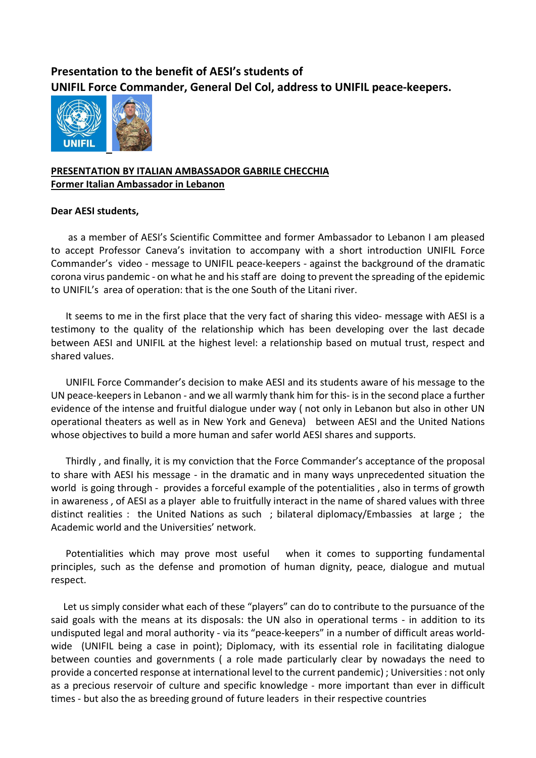**Presentation to the benefit of AESI's students of**
**UNIFIL Force Commander, General Del Col, address to UNIFIL peace-keepers.**

**PRESENTATION BY ITALIAN AMBASSADOR GABRILE CHECCHIA**
**Former Italian Ambassador in Lebanon**

**Dear AESI students,**

as a member of AESI's Scientific Committee and former Ambassador to Lebanon I am pleased to accept Professor Caneva's invitation to accompany with a short introduction UNIFIL Force Commander's video - message to UNIFIL peace-keepers - against the background of the dramatic corona virus pandemic - on what he and his staff are doing to prevent the spreading of the epidemic to UNIFIL's area of operation: that is the one South of the Litani river.

It seems to me in the first place that the very fact of sharing this video- message with AESI is a testimony to the quality of the relationship which has been developing over the last decade between AESI and UNIFIL at the highest level: a relationship based on mutual trust, respect and shared values.

UNIFIL Force Commander's decision to make AESI and its students aware of his message to the UN peace-keepers in Lebanon - and we all warmly thank him for this- is in the second place a further evidence of the intense and fruitful dialogue under way ( not only in Lebanon but also in other UN operational theaters as well as in New York and Geneva) between AESI and the United Nations whose objectives to build a more human and safer world AESI shares and supports.

Thirdly , and finally, it is my conviction that the Force Commander's acceptance of the proposal to share with AESI his message - in the dramatic and in many ways unprecedented situation the world is going through - provides a forceful example of the potentialities , also in terms of growth in awareness , of AESI as a player able to fruitfully interact in the name of shared values with three distinct realities : the United Nations as such ; bilateral diplomacy/Embassies at large ; the Academic world and the Universities' network.

Potentialities which may prove most useful when it comes to supporting fundamental principles, such as the defense and promotion of human dignity, peace, dialogue and mutual respect.

Let us simply consider what each of these "players" can do to contribute to the pursuance of the said goals with the means at its disposals: the UN also in operational terms - in addition to its undisputed legal and moral authority - via its "peace-keepers" in a number of difficult areas world-wide (UNIFIL being a case in point); Diplomacy, with its essential role in facilitating dialogue between counties and governments ( a role made particularly clear by nowadays the need to provide a concerted response at international level to the current pandemic) ; Universities : not only as a precious reservoir of culture and specific knowledge - more important than ever in difficult times - but also the as breeding ground of future leaders in their respective countries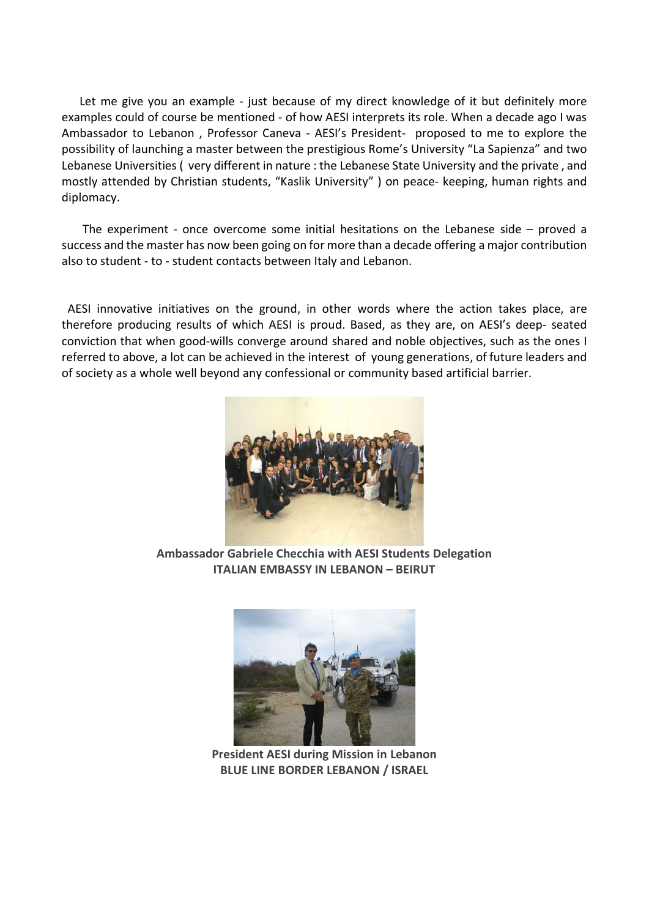Let me give you an example - just because of my direct knowledge of it but definitely more examples could of course be mentioned - of how AESI interprets its role. When a decade ago I was Ambassador to Lebanon , Professor Caneva - AESI's President- proposed to me to explore the possibility of launching a master between the prestigious Rome's University "La Sapienza" and two Lebanese Universities ( very different in nature : the Lebanese State University and the private , and mostly attended by Christian students, "Kaslik University" ) on peace- keeping, human rights and diplomacy.

The experiment - once overcome some initial hesitations on the Lebanese side – proved a success and the master has now been going on for more than a decade offering a major contribution also to student - to - student contacts between Italy and Lebanon.

AESI innovative initiatives on the ground, in other words where the action takes place, are therefore producing results of which AESI is proud. Based, as they are, on AESI's deep- seated conviction that when good-wills converge around shared and noble objectives, such as the ones I referred to above, a lot can be achieved in the interest of young generations, of future leaders and of society as a whole well beyond any confessional or community based artificial barrier.

**Ambassador Gabriele Checchia with AESI Students Delegation**
**ITALIAN EMBASSY IN LEBANON – BEIRUT**

**President AESI during Mission in Lebanon**
**BLUE LINE BORDER LEBANON / ISRAEL**